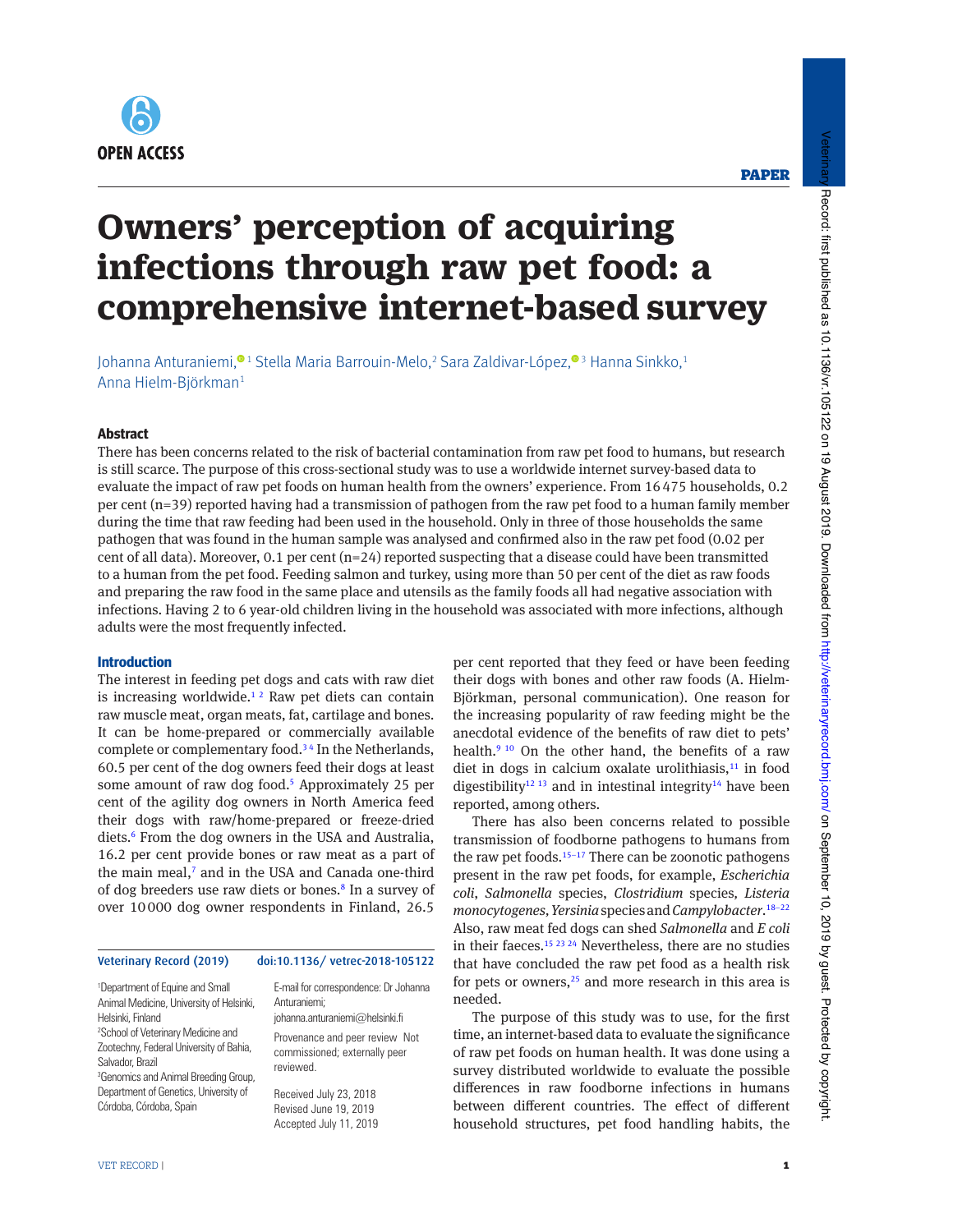PAPER

# Owners' perception of acquiring infections through raw pet food: a comprehensive internet-based survey

Johanna Anturaniemi,[1] Stella Maria Barrouin-Melo,[2] Sara Zaldivar-López,[3] Hanna Sinkko,[1] Anna Hielm-Björkman[1]

### Abstract

There has been concerns related to the risk of bacterial contamination from raw pet food to humans, but research is still scarce. The purpose of this cross-sectional study was to use a worldwide internet survey-based data to evaluate the impact of raw pet foods on human health from the owners' experience. From 16 475 households, 0.2 per cent (n=39) reported having had a transmission of pathogen from the raw pet food to a human family member during the time that raw feeding had been used in the household. Only in three of those households the same pathogen that was found in the human sample was analysed and confirmed also in the raw pet food (0.02 per cent of all data). Moreover, 0.1 per cent (n=24) reported suspecting that a disease could have been transmitted to a human from the pet food. Feeding salmon and turkey, using more than 50 per cent of the diet as raw foods and preparing the raw food in the same place and utensils as the family foods all had negative association with infections. Having 2 to 6 year-old children living in the household was associated with more infections, although adults were the most frequently infected.

### Introduction

The interest in feeding pet dogs and cats with raw diet is increasing worldwide.[1 2] Raw pet diets can contain raw muscle meat, organ meats, fat, cartilage and bones. It can be home-prepared or commercially available complete or complementary food.[3 4] In the Netherlands, 60.5 per cent of the dog owners feed their dogs at least some amount of raw dog food.[5] Approximately 25 per cent of the agility dog owners in North America feed their dogs with raw/home-prepared or freeze-dried diets.[6] From the dog owners in the USA and Australia, 16.2 per cent provide bones or raw meat as a part of the main meal,[7] and in the USA and Canada one-third of dog breeders use raw diets or bones.[8] In a survey of over 10 000 dog owner respondents in Finland, 26.5 per cent reported that they feed or have been feeding their dogs with bones and other raw foods (A. Hielm-Björkman, personal communication). One reason for the increasing popularity of raw feeding might be the anecdotal evidence of the benefits of raw diet to pets' health.[9 10] On the other hand, the benefits of a raw diet in dogs in calcium oxalate urolithiasis,[11] in food digestibility[12 13] and in intestinal integrity[14] have been reported, among others.

There has also been concerns related to possible transmission of foodborne pathogens to humans from the raw pet foods.[15–17] There can be zoonotic pathogens present in the raw pet foods, for example, *Escherichia coli*, *Salmonella* species, *Clostridium* species, *Listeria monocytogenes*, *Yersinia* species and *Campylobacter*.[18–22] Also, raw meat fed dogs can shed *Salmonella* and *E coli* in their faeces.[15 23 24] Nevertheless, there are no studies that have concluded the raw pet food as a health risk for pets or owners,[25] and more research in this area is needed.

The purpose of this study was to use, for the first time, an internet-based data to evaluate the significance of raw pet foods on human health. It was done using a survey distributed worldwide to evaluate the possible differences in raw foodborne infections in humans between different countries. The effect of different household structures, pet food handling habits, the

Veterinary Record (2019) doi:10.1136/ vetrec-2018-105122

[1]Department of Equine and Small Animal Medicine, University of Helsinki, Helsinki, Finland
[2]School of Veterinary Medicine and Zootechny, Federal University of Bahia, Salvador, Brazil
[3]Genomics and Animal Breeding Group, Department of Genetics, University of Córdoba, Córdoba, Spain

E-mail for correspondence: Dr Johanna Anturaniemi; johanna.anturaniemi@helsinki.fi

Provenance and peer review Not commissioned; externally peer reviewed.

Received July 23, 2018
Revised June 19, 2019
Accepted July 11, 2019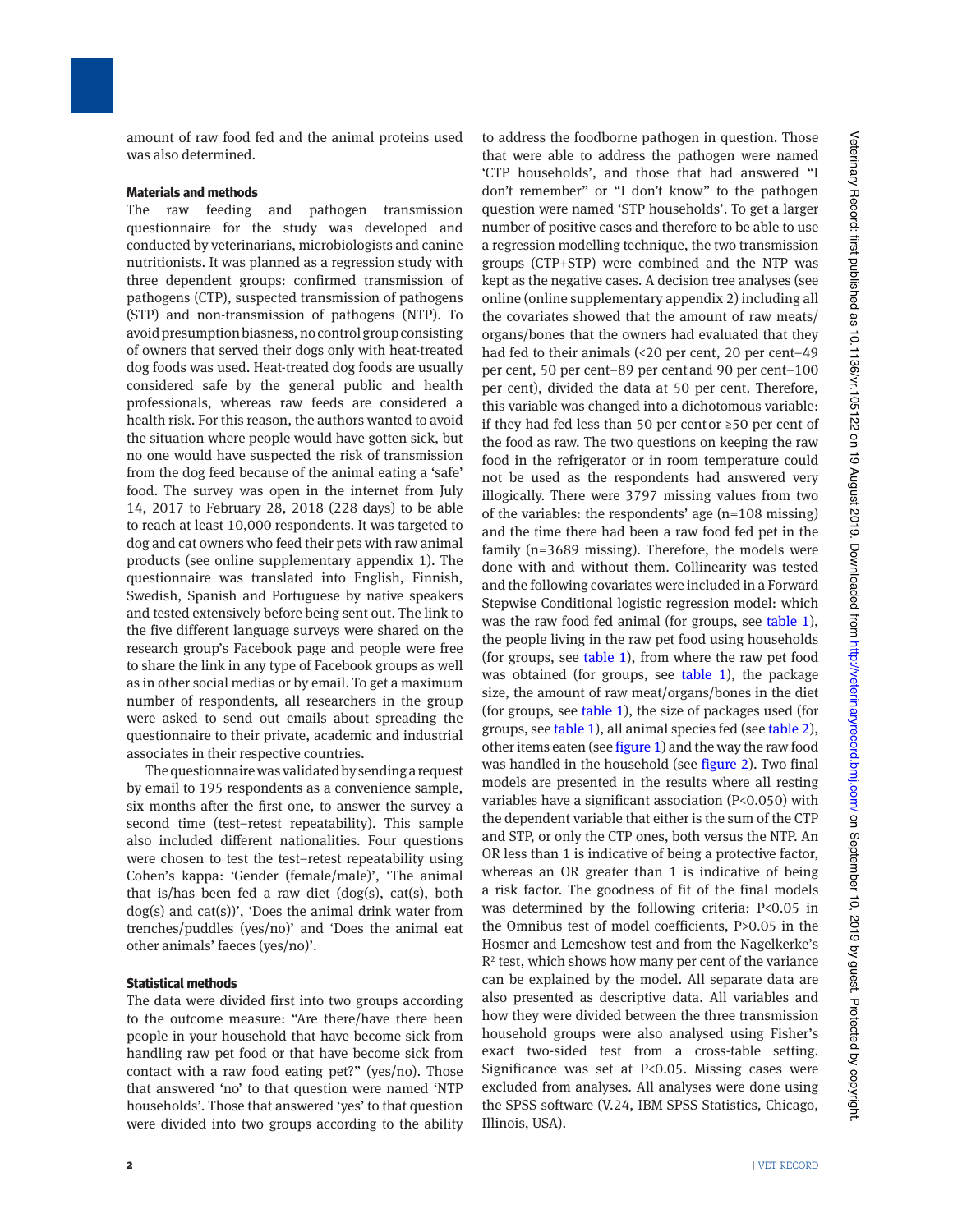amount of raw food fed and the animal proteins used was also determined.

## Materials and methods

The raw feeding and pathogen transmission questionnaire for the study was developed and conducted by veterinarians, microbiologists and canine nutritionists. It was planned as a regression study with three dependent groups: confirmed transmission of pathogens (CTP), suspected transmission of pathogens (STP) and non-transmission of pathogens (NTP). To avoid presumption biasness, no control group consisting of owners that served their dogs only with heat-treated dog foods was used. Heat-treated dog foods are usually considered safe by the general public and health professionals, whereas raw feeds are considered a health risk. For this reason, the authors wanted to avoid the situation where people would have gotten sick, but no one would have suspected the risk of transmission from the dog feed because of the animal eating a 'safe' food. The survey was open in the internet from July 14, 2017 to February 28, 2018 (228 days) to be able to reach at least 10,000 respondents. It was targeted to dog and cat owners who feed their pets with raw animal products (see online supplementary appendix 1). The questionnaire was translated into English, Finnish, Swedish, Spanish and Portuguese by native speakers and tested extensively before being sent out. The link to the five different language surveys were shared on the research group's Facebook page and people were free to share the link in any type of Facebook groups as well as in other social medias or by email. To get a maximum number of respondents, all researchers in the group were asked to send out emails about spreading the questionnaire to their private, academic and industrial associates in their respective countries.

The questionnaire was validated by sending a request by email to 195 respondents as a convenience sample, six months after the first one, to answer the survey a second time (test–retest repeatability). This sample also included different nationalities. Four questions were chosen to test the test–retest repeatability using Cohen's kappa: 'Gender (female/male)', 'The animal that is/has been fed a raw diet (dog(s), cat(s), both dog(s) and cat(s))', 'Does the animal drink water from trenches/puddles (yes/no)' and 'Does the animal eat other animals' faeces (yes/no)'.

### Statistical methods

The data were divided first into two groups according to the outcome measure: "Are there/have there been people in your household that have become sick from handling raw pet food or that have become sick from contact with a raw food eating pet?" (yes/no). Those that answered 'no' to that question were named 'NTP households'. Those that answered 'yes' to that question were divided into two groups according to the ability to address the foodborne pathogen in question. Those that were able to address the pathogen were named 'CTP households', and those that had answered "I don't remember" or "I don't know" to the pathogen question were named 'STP households'. To get a larger number of positive cases and therefore to be able to use a regression modelling technique, the two transmission groups (CTP+STP) were combined and the NTP was kept as the negative cases. A decision tree analyses (see online (online supplementary appendix 2) including all the covariates showed that the amount of raw meats/organs/bones that the owners had evaluated that they had fed to their animals (<20 per cent, 20 per cent–49 per cent, 50 per cent–89 per cent and 90 per cent–100 per cent), divided the data at 50 per cent. Therefore, this variable was changed into a dichotomous variable: if they had fed less than 50 per cent or ≥50 per cent of the food as raw. The two questions on keeping the raw food in the refrigerator or in room temperature could not be used as the respondents had answered very illogically. There were 3797 missing values from two of the variables: the respondents' age (n=108 missing) and the time there had been a raw food fed pet in the family (n=3689 missing). Therefore, the models were done with and without them. Collinearity was tested and the following covariates were included in a Forward Stepwise Conditional logistic regression model: which was the raw food fed animal (for groups, see table 1), the people living in the raw pet food using households (for groups, see table 1), from where the raw pet food was obtained (for groups, see table 1), the package size, the amount of raw meat/organs/bones in the diet (for groups, see table 1), the size of packages used (for groups, see table 1), all animal species fed (see table 2), other items eaten (see figure 1) and the way the raw food was handled in the household (see figure 2). Two final models are presented in the results where all resting variables have a significant association ($P<0.050$) with the dependent variable that either is the sum of the CTP and STP, or only the CTP ones, both versus the NTP. An OR less than 1 is indicative of being a protective factor, whereas an OR greater than 1 is indicative of being a risk factor. The goodness of fit of the final models was determined by the following criteria: $P<0.05$ in the Omnibus test of model coefficients, $P>0.05$ in the Hosmer and Lemeshow test and from the Nagelkerke's $R^2$ test, which shows how many per cent of the variance can be explained by the model. All separate data are also presented as descriptive data. All variables and how they were divided between the three transmission household groups were also analysed using Fisher's exact two-sided test from a cross-table setting. Significance was set at $P<0.05$. Missing cases were excluded from analyses. All analyses were done using the SPSS software (V.24, IBM SPSS Statistics, Chicago, Illinois, USA).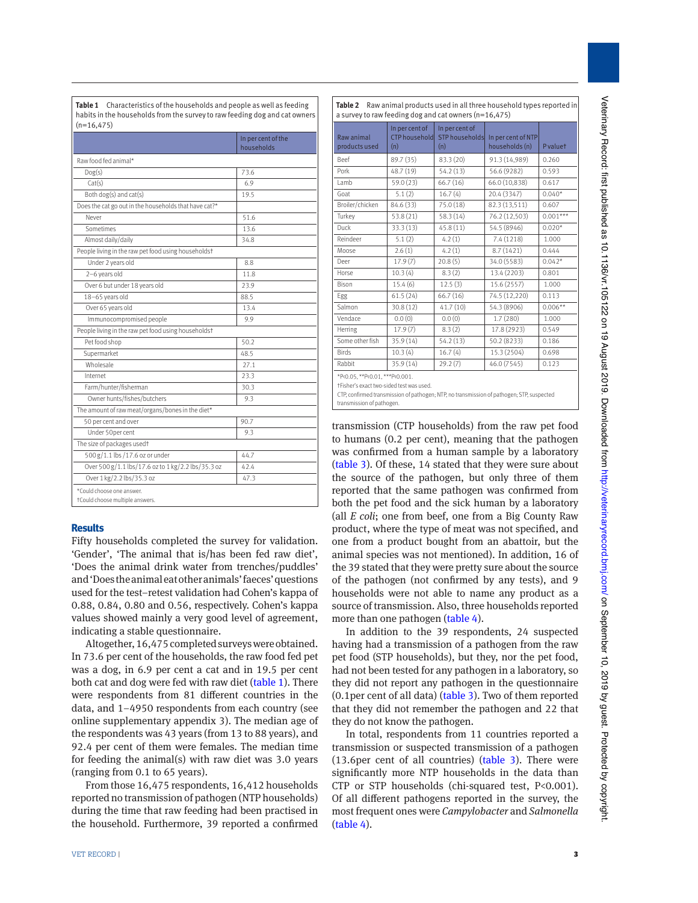**Table 1** Characteristics of the households and people as well as feeding habits in the households from the survey to raw feeding dog and cat owners (n=16,475)

| | In per cent of the households |
|---|---|
| Raw food fed animal* | |
| Dog(s) | 73.6 |
| Cat(s) | 6.9 |
| Both dog(s) and cat(s) | 19.5 |
| Does the cat go out in the households that have cat?* | |
| Never | 51.6 |
| Sometimes | 13.6 |
| Almost daily/daily | 34.8 |
| People living in the raw pet food using households† | |
| Under 2 years old | 8.8 |
| 2–6 years old | 11.8 |
| Over 6 but under 18 years old | 23.9 |
| 18–65 years old | 88.5 |
| Over 65 years old | 13.4 |
| Immunocompromised people | 9.9 |
| People living in the raw pet food using households† | |
| Pet food shop | 50.2 |
| Supermarket | 48.5 |
| Wholesale | 27.1 |
| Internet | 23.3 |
| Farm/hunter/fisherman | 30.3 |
| Owner hunts/fishes/butchers | 9.3 |
| The amount of raw meat/organs/bones in the diet* | |
| 50 per cent and over | 90.7 |
| Under 50per cent | 9.3 |
| The size of packages used† | |
| 500 g/1.1 lbs /17.6 oz or under | 44.7 |
| Over 500 g/1.1 lbs/17.6 oz to 1 kg/2.2 lbs/35.3 oz | 42.4 |
| Over 1 kg/2.2 lbs/35.3 oz | 47.3 |

*Could choose one answer.
†Could choose multiple answers.

**Table 2** Raw animal products used in all three household types reported in a survey to raw feeding dog and cat owners (n=16,475)

| Raw animal products used | In per cent of CTP household (n) | In per cent of STP households (n) | In per cent of NTP households (n) | P value† |
|---|---|---|---|---|
| Beef | 89.7 (35) | 83.3 (20) | 91.3 (14,989) | 0.260 |
| Pork | 48.7 (19) | 54.2 (13) | 56.6 (9282) | 0.593 |
| Lamb | 59.0 (23) | 66.7 (16) | 66.0 (10,838) | 0.617 |
| Goat | 5.1 (2) | 16.7 (4) | 20.4 (3347) | 0.040* |
| Broiler/chicken | 84.6 (33) | 75.0 (18) | 82.3 (13,511) | 0.607 |
| Turkey | 53.8 (21) | 58.3 (14) | 76.2 (12,503) | 0.001*** |
| Duck | 33.3 (13) | 45.8 (11) | 54.5 (8946) | 0.020* |
| Reindeer | 5.1 (2) | 4.2 (1) | 7.4 (1218) | 1.000 |
| Moose | 2.6 (1) | 4.2 (1) | 8.7 (1421) | 0.444 |
| Deer | 17.9 (7) | 20.8 (5) | 34.0 (5583) | 0.042* |
| Horse | 10.3 (4) | 8.3 (2) | 13.4 (2203) | 0.801 |
| Bison | 15.4 (6) | 12.5 (3) | 15.6 (2557) | 1.000 |
| Egg | 61.5 (24) | 66.7 (16) | 74.5 (12,220) | 0.113 |
| Salmon | 30.8 (12) | 41.7 (10) | 54.3 (8906) | 0.006** |
| Vendace | 0.0 (0) | 0.0 (0) | 1.7 (280) | 1.000 |
| Herring | 17.9 (7) | 8.3 (2) | 17.8 (2923) | 0.549 |
| Some other fish | 35.9 (14) | 54.2 (13) | 50.2 (8233) | 0.186 |
| Birds | 10.3 (4) | 16.7 (4) | 15.3 (2504) | 0.698 |
| Rabbit | 35.9 (14) | 29.2 (7) | 46.0 (7545) | 0.123 |

*P<0.05, **P<0.01, ***P<0.001.
†Fisher's exact two-sided test was used.
CTP, confirmed transmission of pathogen; NTP, no transmission of pathogen; STP, suspected transmission of pathogen.

## Results

Fifty households completed the survey for validation. 'Gender', 'The animal that is/has been fed raw diet', 'Does the animal drink water from trenches/puddles' and 'Does the animal eat other animals' faeces' questions used for the test–retest validation had Cohen's kappa of 0.88, 0.84, 0.80 and 0.56, respectively. Cohen's kappa values showed mainly a very good level of agreement, indicating a stable questionnaire.

Altogether, 16,475 completed surveys were obtained. In 73.6 per cent of the households, the raw food fed pet was a dog, in 6.9 per cent a cat and in 19.5 per cent both cat and dog were fed with raw diet (table 1). There were respondents from 81 different countries in the data, and 1–4950 respondents from each country (see online supplementary appendix 3). The median age of the respondents was 43 years (from 13 to 88 years), and 92.4 per cent of them were females. The median time for feeding the animal(s) with raw diet was 3.0 years (ranging from 0.1 to 65 years).

From those 16,475 respondents, 16,412 households reported no transmission of pathogen (NTP households) during the time that raw feeding had been practised in the household. Furthermore, 39 reported a confirmed transmission (CTP households) from the raw pet food to humans (0.2 per cent), meaning that the pathogen was confirmed from a human sample by a laboratory (table 3). Of these, 14 stated that they were sure about the source of the pathogen, but only three of them reported that the same pathogen was confirmed from both the pet food and the sick human by a laboratory (all *E coli*; one from beef, one from a Big County Raw product, where the type of meat was not specified, and one from a product bought from an abattoir, but the animal species was not mentioned). In addition, 16 of the 39 stated that they were pretty sure about the source of the pathogen (not confirmed by any tests), and 9 households were not able to name any product as a source of transmission. Also, three households reported more than one pathogen (table 4).

In addition to the 39 respondents, 24 suspected having had a transmission of a pathogen from the raw pet food (STP households), but they, nor the pet food, had not been tested for any pathogen in a laboratory, so they did not report any pathogen in the questionnaire (0.1per cent of all data) (table 3). Two of them reported that they did not remember the pathogen and 22 that they do not know the pathogen.

In total, respondents from 11 countries reported a transmission or suspected transmission of a pathogen (13.6per cent of all countries) (table 3). There were significantly more NTP households in the data than CTP or STP households (chi-squared test, P<0.001). Of all different pathogens reported in the survey, the most frequent ones were *Campylobacter* and *Salmonella* (table 4).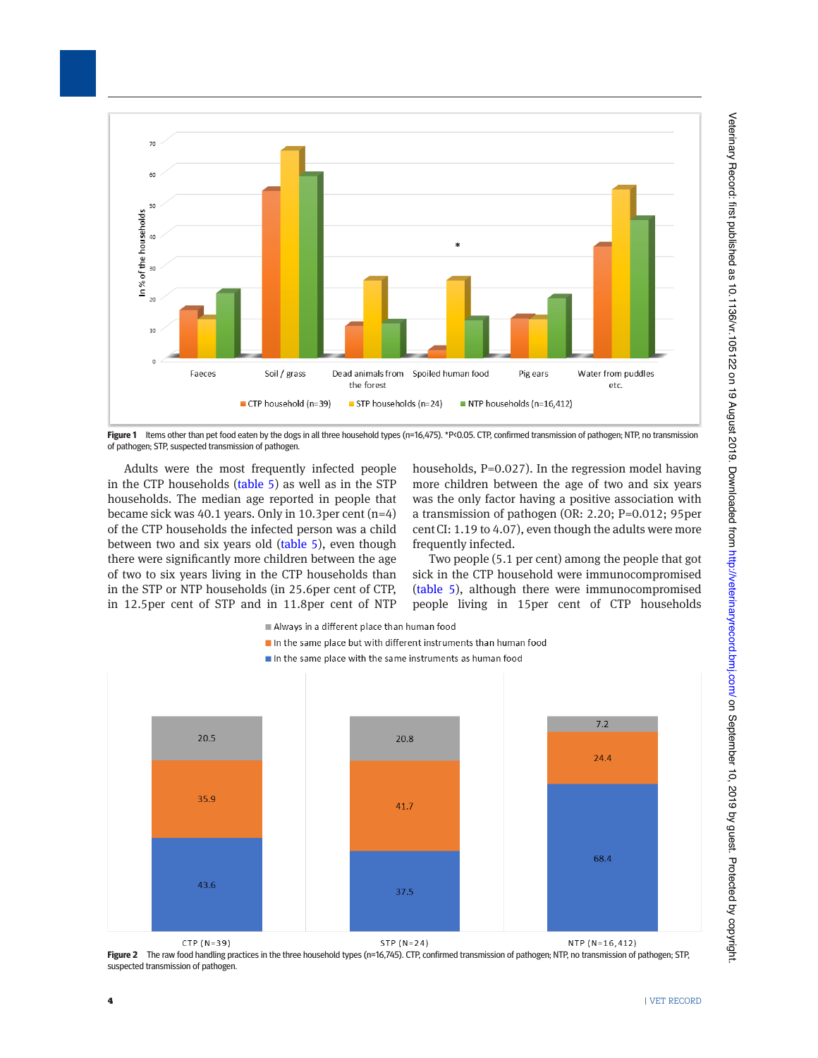Figure 1 Items other than pet food eaten by the dogs in all three household types (n=16,475). *P<0.05. CTP, confirmed transmission of pathogen; NTP, no transmission of pathogen; STP, suspected transmission of pathogen.

Adults were the most frequently infected people in the CTP households (table 5) as well as in the STP households. The median age reported in people that became sick was 40.1 years. Only in 10.3per cent (n=4) of the CTP households the infected person was a child between two and six years old (table 5), even though there were significantly more children between the age of two to six years living in the CTP households than in the STP or NTP households (in 25.6per cent of CTP, in 12.5per cent of STP and in 11.8per cent of NTP households, P=0.027). In the regression model having more children between the age of two and six years was the only factor having a positive association with a transmission of pathogen (OR: 2.20; P=0.012; 95per cent CI: 1.19 to 4.07), even though the adults were more frequently infected.

Two people (5.1 per cent) among the people that got sick in the CTP household were immunocompromised (table 5), although there were immunocompromised people living in 15per cent of CTP households

Figure 2 The raw food handling practices in the three household types (n=16,745). CTP, confirmed transmission of pathogen; NTP, no transmission of pathogen; STP, suspected transmission of pathogen.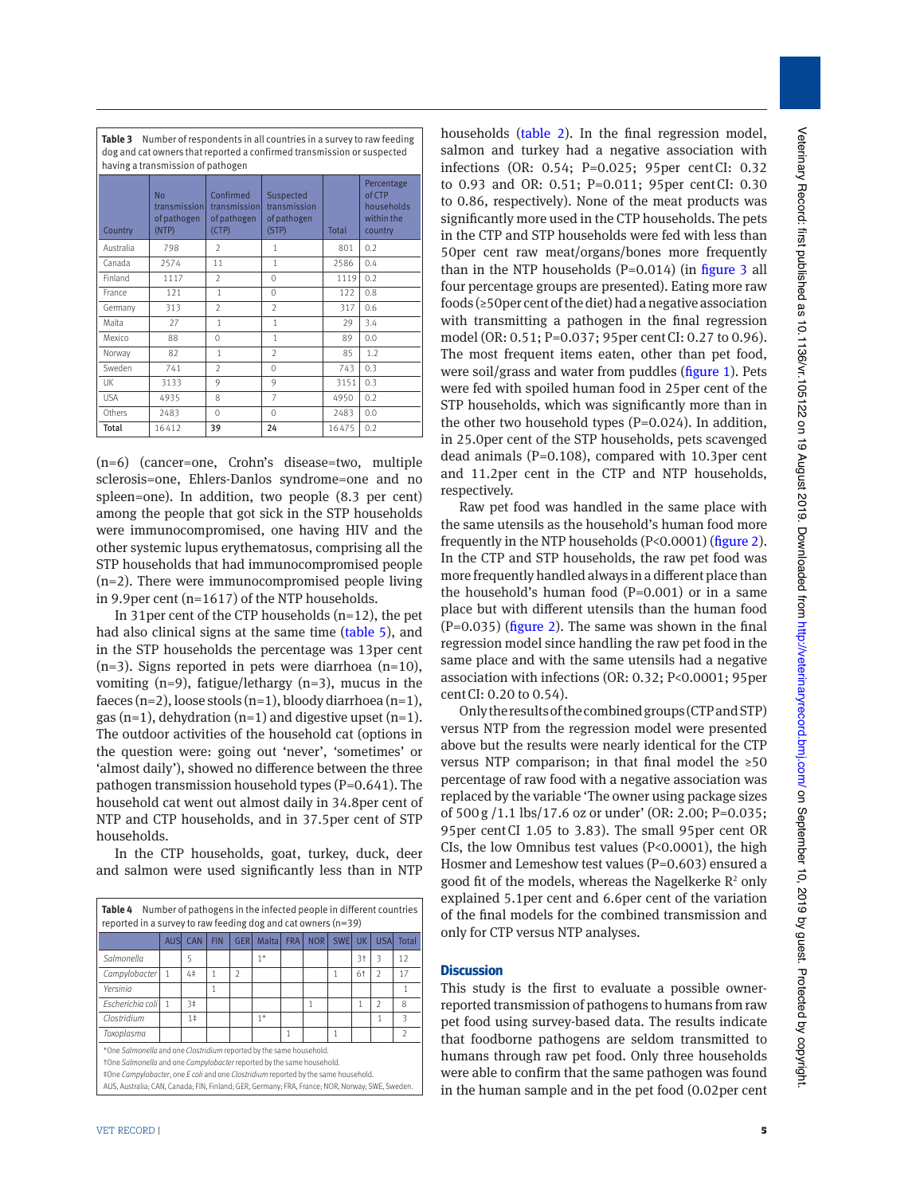**Table 3** Number of respondents in all countries in a survey to raw feeding dog and cat owners that reported a confirmed transmission or suspected having a transmission of pathogen

| Country | No transmission of pathogen (NTP) | Confirmed transmission of pathogen (CTP) | Suspected transmission of pathogen (STP) | Total | Percentage of CTP households within the country |
|---|---|---|---|---|---|
| Australia | 798 | 2 | 1 | 801 | 0.2 |
| Canada | 2574 | 11 | 1 | 2586 | 0.4 |
| Finland | 1117 | 2 | 0 | 1119 | 0.2 |
| France | 121 | 1 | 0 | 122 | 0.8 |
| Germany | 313 | 2 | 2 | 317 | 0.6 |
| Malta | 27 | 1 | 1 | 29 | 3.4 |
| Mexico | 88 | 0 | 1 | 89 | 0.0 |
| Norway | 82 | 1 | 2 | 85 | 1.2 |
| Sweden | 741 | 2 | 0 | 743 | 0.3 |
| UK | 3133 | 9 | 9 | 3151 | 0.3 |
| USA | 4935 | 8 | 7 | 4950 | 0.2 |
| Others | 2483 | 0 | 0 | 2483 | 0.0 |
| **Total** | 16412 | **39** | **24** | 16475 | 0.2 |

(n=6) (cancer=one, Crohn's disease=two, multiple sclerosis=one, Ehlers-Danlos syndrome=one and no spleen=one). In addition, two people (8.3 per cent) among the people that got sick in the STP households were immunocompromised, one having HIV and the other systemic lupus erythematosus, comprising all the STP households that had immunocompromised people (n=2). There were immunocompromised people living in 9.9per cent (n=1617) of the NTP households.

In 31per cent of the CTP households (n=12), the pet had also clinical signs at the same time (table 5), and in the STP households the percentage was 13per cent (n=3). Signs reported in pets were diarrhoea (n=10), vomiting (n=9), fatigue/lethargy (n=3), mucus in the faeces (n=2), loose stools (n=1), bloody diarrhoea (n=1), gas (n=1), dehydration (n=1) and digestive upset (n=1). The outdoor activities of the household cat (options in the question were: going out 'never', 'sometimes' or 'almost daily'), showed no difference between the three pathogen transmission household types (P=0.641). The household cat went out almost daily in 34.8per cent of NTP and CTP households, and in 37.5per cent of STP households.

In the CTP households, goat, turkey, duck, deer and salmon were used significantly less than in NTP households (table 2). In the final regression model, salmon and turkey had a negative association with infections (OR: 0.54; P=0.025; 95per cent CI: 0.32 to 0.93 and OR: 0.51; P=0.011; 95per cent CI: 0.30 to 0.86, respectively). None of the meat products was significantly more used in the CTP households. The pets in the CTP and STP households were fed with less than 50per cent raw meat/organs/bones more frequently than in the NTP households (P=0.014) (in figure 3 all four percentage groups are presented). Eating more raw foods (≥50per cent of the diet) had a negative association with transmitting a pathogen in the final regression model (OR: 0.51; P=0.037; 95per cent CI: 0.27 to 0.96). The most frequent items eaten, other than pet food, were soil/grass and water from puddles (figure 1). Pets were fed with spoiled human food in 25per cent of the STP households, which was significantly more than in the other two household types (P=0.024). In addition, in 25.0per cent of the STP households, pets scavenged dead animals (P=0.108), compared with 10.3per cent and 11.2per cent in the CTP and NTP households, respectively.

Raw pet food was handled in the same place with the same utensils as the household's human food more frequently in the NTP households (P<0.0001) (figure 2). In the CTP and STP households, the raw pet food was more frequently handled always in a different place than the household's human food (P=0.001) or in a same place but with different utensils than the human food (P=0.035) (figure 2). The same was shown in the final regression model since handling the raw pet food in the same place and with the same utensils had a negative association with infections (OR: 0.32; P<0.0001; 95per cent CI: 0.20 to 0.54).

Only the results of the combined groups (CTP and STP) versus NTP from the regression model were presented above but the results were nearly identical for the CTP versus NTP comparison; in that final model the ≥50 percentage of raw food with a negative association was replaced by the variable 'The owner using package sizes of 500 g /1.1 lbs/17.6 oz or under' (OR: 2.00; P=0.035; 95per cent CI 1.05 to 3.83). The small 95per cent OR CIs, the low Omnibus test values (P<0.0001), the high Hosmer and Lemeshow test values (P=0.603) ensured a good fit of the models, whereas the Nagelkerke $R^2$ only explained 5.1per cent and 6.6per cent of the variation of the final models for the combined transmission and only for CTP versus NTP analyses.

**Table 4** Number of pathogens in the infected people in different countries reported in a survey to raw feeding dog and cat owners (n=39)

| | AUS | CAN | FIN | GER | Malta | FRA | NOR | SWE | UK | USA | Total |
|---|---|---|---|---|---|---|---|---|---|---|---|
| *Salmonella* | | 5 | | | 1* | | | | 3† | 3 | 12 |
| *Campylobacter* | 1 | 4‡ | 1 | 2 | | | | 1 | 6† | 2 | 17 |
| *Yersinia* | | | 1 | | | | | | | | 1 |
| *Escherichia coli* | 1 | 3‡ | | | | | 1 | | 1 | 2 | 8 |
| *Clostridium* | | 1‡ | | | 1* | | | | | 1 | 3 |
| *Toxoplasma* | | | | | | 1 | | 1 | | | 2 |

*One *Salmonella* and one *Clostridium* reported by the same household.
†One *Salmonella* and one *Campylobacter* reported by the same household.
‡One *Campylobacter*, one *E coli* and one *Clostridium* reported by the same household.
AUS, Australia; CAN, Canada; FIN, Finland; GER, Germany; FRA, France; NOR, Norway; SWE, Sweden.

## Discussion

This study is the first to evaluate a possible owner-reported transmission of pathogens to humans from raw pet food using survey-based data. The results indicate that foodborne pathogens are seldom transmitted to humans through raw pet food. Only three households were able to confirm that the same pathogen was found in the human sample and in the pet food (0.02per cent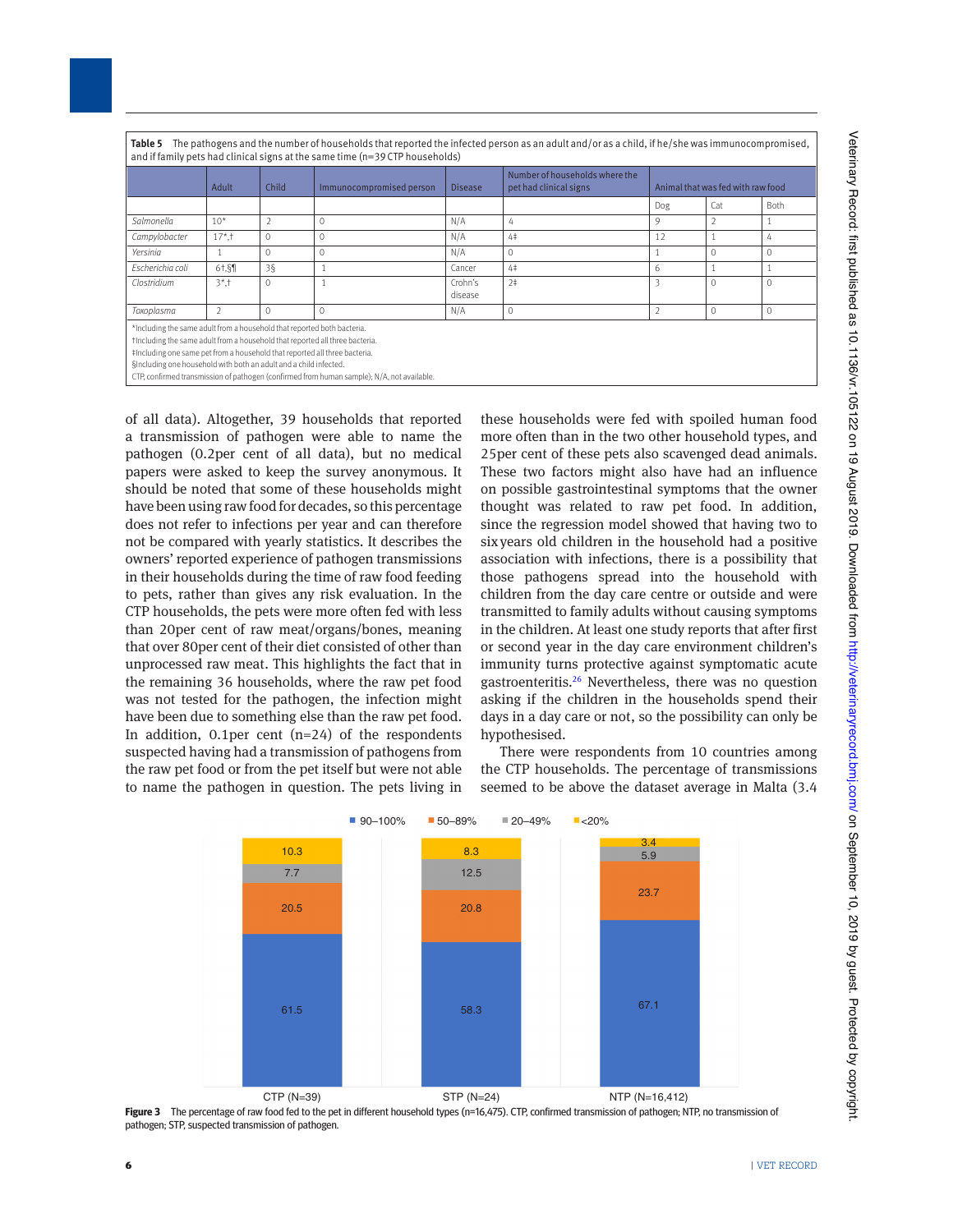**Table 5** The pathogens and the number of households that reported the infected person as an adult and/or as a child, if he/she was immunocompromised, and if family pets had clinical signs at the same time (n=39 CTP households)

| | Adult | Child | Immunocompromised person | Disease | Number of households where the pet had clinical signs | Animal that was fed with raw food | | |
|---|---|---|---|---|---|---|---|---|
| | | | | | | Dog | Cat | Both |
| *Salmonella* | 10* | 2 | 0 | N/A | 4 | 9 | 2 | 1 |
| *Campylobacter* | 17*,† | 0 | 0 | N/A | 4‡ | 12 | 1 | 4 |
| *Yersinia* | 1 | 0 | 0 | N/A | 0 | 1 | 0 | 0 |
| *Escherichia coli* | 6†,§¶ | 3§ | 1 | Cancer | 4‡ | 6 | 1 | 1 |
| *Clostridium* | 3*,† | 0 | 1 | Crohn's disease | 2‡ | 3 | 0 | 0 |
| *Toxoplasma* | 2 | 0 | 0 | N/A | 0 | 2 | 0 | 0 |

*Including the same adult from a household that reported both bacteria.
†Including the same adult from a household that reported all three bacteria.
‡Including one same pet from a household that reported all three bacteria.
§Including one household with both an adult and a child infected.
CTP, confirmed transmission of pathogen (confirmed from human sample); N/A, not available.

of all data). Altogether, 39 households that reported a transmission of pathogen were able to name the pathogen (0.2per cent of all data), but no medical papers were asked to keep the survey anonymous. It should be noted that some of these households might have been using raw food for decades, so this percentage does not refer to infections per year and can therefore not be compared with yearly statistics. It describes the owners' reported experience of pathogen transmissions in their households during the time of raw food feeding to pets, rather than gives any risk evaluation. In the CTP households, the pets were more often fed with less than 20per cent of raw meat/organs/bones, meaning that over 80per cent of their diet consisted of other than unprocessed raw meat. This highlights the fact that in the remaining 36 households, where the raw pet food was not tested for the pathogen, the infection might have been due to something else than the raw pet food. In addition, 0.1per cent (n=24) of the respondents suspected having had a transmission of pathogens from the raw pet food or from the pet itself but were not able to name the pathogen in question. The pets living in these households were fed with spoiled human food more often than in the two other household types, and 25per cent of these pets also scavenged dead animals. These two factors might also have had an influence on possible gastrointestinal symptoms that the owner thought was related to raw pet food. In addition, since the regression model showed that having two to six years old children in the household had a positive association with infections, there is a possibility that those pathogens spread into the household with children from the day care centre or outside and were transmitted to family adults without causing symptoms in the children. At least one study reports that after first or second year in the day care environment children's immunity turns protective against symptomatic acute gastroenteritis.[26] Nevertheless, there was no question asking if the children in the households spend their days in a day care or not, so the possibility can only be hypothesised.

There were respondents from 10 countries among the CTP households. The percentage of transmissions seemed to be above the dataset average in Malta (3.4

**Figure 3** The percentage of raw food fed to the pet in different household types (n=16,475). CTP, confirmed transmission of pathogen; NTP, no transmission of pathogen; STP, suspected transmission of pathogen.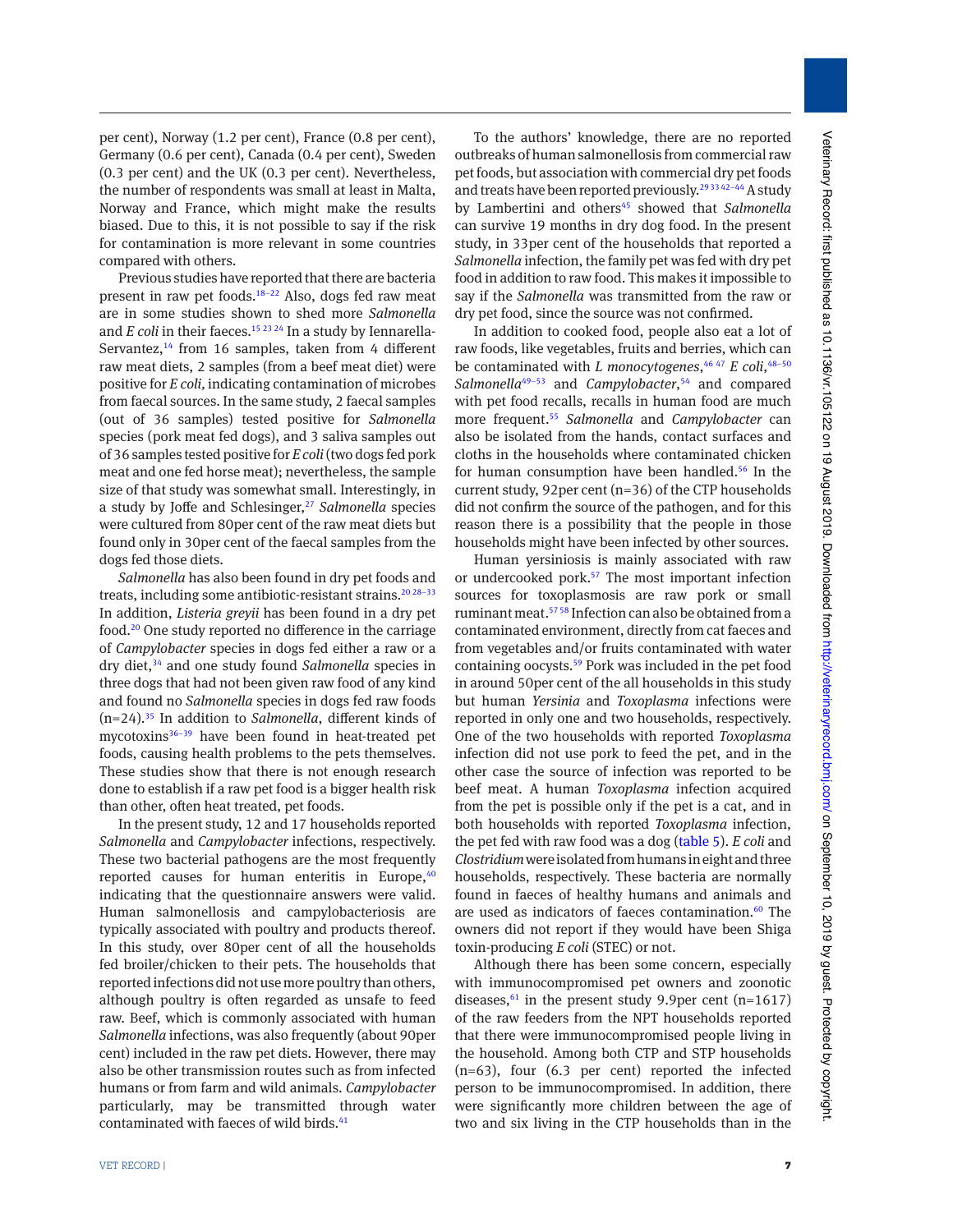per cent), Norway (1.2 per cent), France (0.8 per cent), Germany (0.6 per cent), Canada (0.4 per cent), Sweden (0.3 per cent) and the UK (0.3 per cent). Nevertheless, the number of respondents was small at least in Malta, Norway and France, which might make the results biased. Due to this, it is not possible to say if the risk for contamination is more relevant in some countries compared with others.

Previous studies have reported that there are bacteria present in raw pet foods.[18–22] Also, dogs fed raw meat are in some studies shown to shed more *Salmonella* and *E coli* in their faeces.[15 23 24] In a study by Iennarella-Servantez,[14] from 16 samples, taken from 4 different raw meat diets, 2 samples (from a beef meat diet) were positive for *E coli,* indicating contamination of microbes from faecal sources. In the same study, 2 faecal samples (out of 36 samples) tested positive for *Salmonella* species (pork meat fed dogs), and 3 saliva samples out of 36 samples tested positive for *E coli* (two dogs fed pork meat and one fed horse meat); nevertheless, the sample size of that study was somewhat small. Interestingly, in a study by Joffe and Schlesinger,[27] *Salmonella* species were cultured from 80per cent of the raw meat diets but found only in 30per cent of the faecal samples from the dogs fed those diets.

*Salmonella* has also been found in dry pet foods and treats, including some antibiotic-resistant strains.[20 28–33] In addition, *Listeria greyii* has been found in a dry pet food.[20] One study reported no difference in the carriage of *Campylobacter* species in dogs fed either a raw or a dry diet,[34] and one study found *Salmonella* species in three dogs that had not been given raw food of any kind and found no *Salmonella* species in dogs fed raw foods (n=24).[35] In addition to *Salmonella*, different kinds of mycotoxins[36–39] have been found in heat-treated pet foods, causing health problems to the pets themselves. These studies show that there is not enough research done to establish if a raw pet food is a bigger health risk than other, often heat treated, pet foods.

In the present study, 12 and 17 households reported *Salmonella* and *Campylobacter* infections, respectively. These two bacterial pathogens are the most frequently reported causes for human enteritis in Europe,[40] indicating that the questionnaire answers were valid. Human salmonellosis and campylobacteriosis are typically associated with poultry and products thereof. In this study, over 80per cent of all the households fed broiler/chicken to their pets. The households that reported infections did not use more poultry than others, although poultry is often regarded as unsafe to feed raw. Beef, which is commonly associated with human *Salmonella* infections, was also frequently (about 90per cent) included in the raw pet diets. However, there may also be other transmission routes such as from infected humans or from farm and wild animals. *Campylobacter* particularly, may be transmitted through water contaminated with faeces of wild birds.[41]

To the authors' knowledge, there are no reported outbreaks of human salmonellosis from commercial raw pet foods, but association with commercial dry pet foods and treats have been reported previously.[29 33 42–44] A study by Lambertini and others[45] showed that *Salmonella* can survive 19 months in dry dog food. In the present study, in 33per cent of the households that reported a *Salmonella* infection, the family pet was fed with dry pet food in addition to raw food. This makes it impossible to say if the *Salmonella* was transmitted from the raw or dry pet food, since the source was not confirmed.

In addition to cooked food, people also eat a lot of raw foods, like vegetables, fruits and berries, which can be contaminated with *L monocytogenes*,[46 47] *E coli*,[48–50] *Salmonella*[49–53] and *Campylobacter*,[54] and compared with pet food recalls, recalls in human food are much more frequent.[55] *Salmonella* and *Campylobacter* can also be isolated from the hands, contact surfaces and cloths in the households where contaminated chicken for human consumption have been handled.[56] In the current study, 92per cent (n=36) of the CTP households did not confirm the source of the pathogen, and for this reason there is a possibility that the people in those households might have been infected by other sources.

Human yersiniosis is mainly associated with raw or undercooked pork.[57] The most important infection sources for toxoplasmosis are raw pork or small ruminant meat.[57 58] Infection can also be obtained from a contaminated environment, directly from cat faeces and from vegetables and/or fruits contaminated with water containing oocysts.[59] Pork was included in the pet food in around 50per cent of the all households in this study but human *Yersinia* and *Toxoplasma* infections were reported in only one and two households, respectively. One of the two households with reported *Toxoplasma* infection did not use pork to feed the pet, and in the other case the source of infection was reported to be beef meat. A human *Toxoplasma* infection acquired from the pet is possible only if the pet is a cat, and in both households with reported *Toxoplasma* infection, the pet fed with raw food was a dog (table 5). *E coli* and *Clostridium* were isolated from humans in eight and three households, respectively. These bacteria are normally found in faeces of healthy humans and animals and are used as indicators of faeces contamination.[60] The owners did not report if they would have been Shiga toxin-producing *E coli* (STEC) or not.

Although there has been some concern, especially with immunocompromised pet owners and zoonotic diseases,[61] in the present study 9.9per cent (n=1617) of the raw feeders from the NPT households reported that there were immunocompromised people living in the household. Among both CTP and STP households (n=63), four (6.3 per cent) reported the infected person to be immunocompromised. In addition, there were significantly more children between the age of two and six living in the CTP households than in the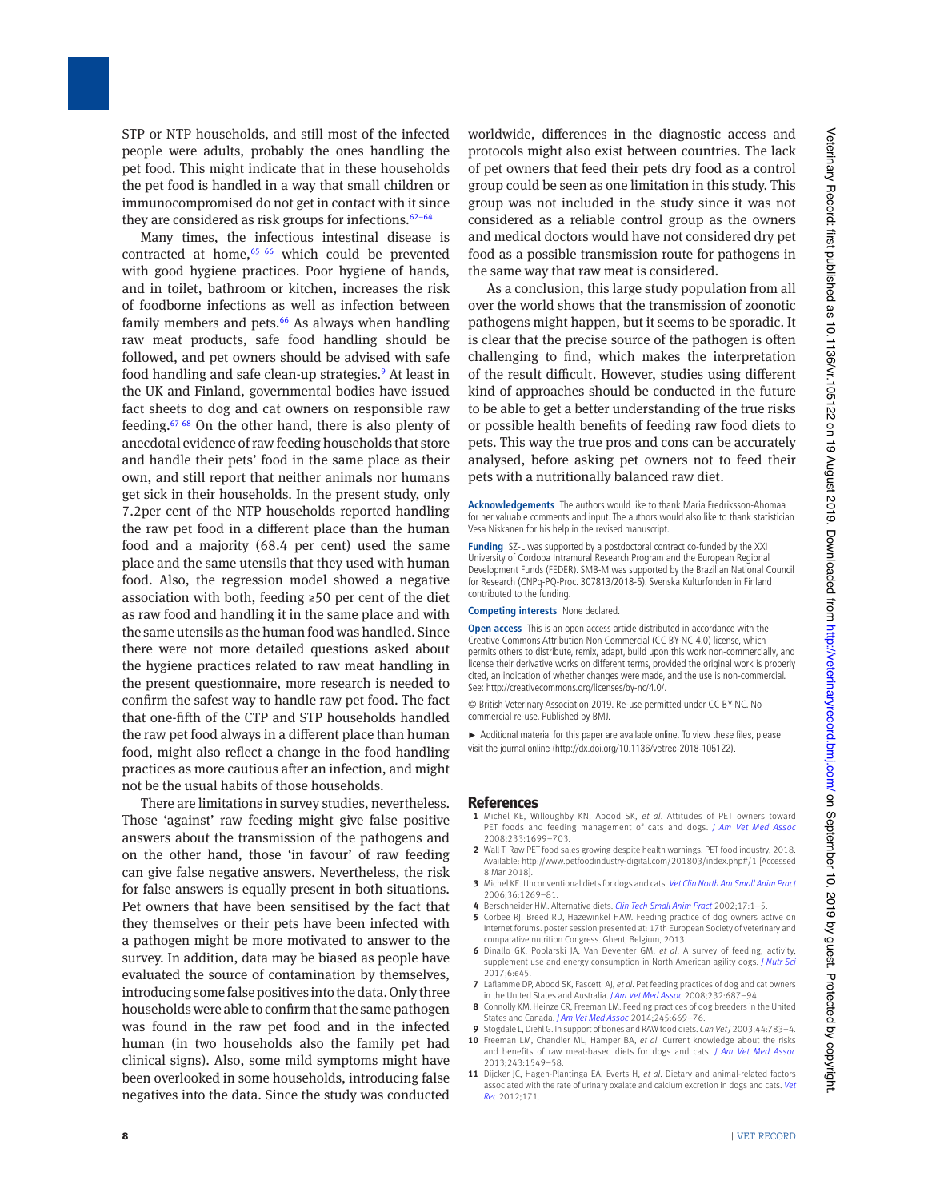STP or NTP households, and still most of the infected people were adults, probably the ones handling the pet food. This might indicate that in these households the pet food is handled in a way that small children or immunocompromised do not get in contact with it since they are considered as risk groups for infections.[62–64]

Many times, the infectious intestinal disease is contracted at home,[65 66] which could be prevented with good hygiene practices. Poor hygiene of hands, and in toilet, bathroom or kitchen, increases the risk of foodborne infections as well as infection between family members and pets.[66] As always when handling raw meat products, safe food handling should be followed, and pet owners should be advised with safe food handling and safe clean-up strategies.[9] At least in the UK and Finland, governmental bodies have issued fact sheets to dog and cat owners on responsible raw feeding.[67 68] On the other hand, there is also plenty of anecdotal evidence of raw feeding households that store and handle their pets' food in the same place as their own, and still report that neither animals nor humans get sick in their households. In the present study, only 7.2per cent of the NTP households reported handling the raw pet food in a different place than the human food and a majority (68.4 per cent) used the same place and the same utensils that they used with human food. Also, the regression model showed a negative association with both, feeding ≥50 per cent of the diet as raw food and handling it in the same place and with the same utensils as the human food was handled. Since there were not more detailed questions asked about the hygiene practices related to raw meat handling in the present questionnaire, more research is needed to confirm the safest way to handle raw pet food. The fact that one-fifth of the CTP and STP households handled the raw pet food always in a different place than human food, might also reflect a change in the food handling practices as more cautious after an infection, and might not be the usual habits of those households.

There are limitations in survey studies, nevertheless. Those 'against' raw feeding might give false positive answers about the transmission of the pathogens and on the other hand, those 'in favour' of raw feeding can give false negative answers. Nevertheless, the risk for false answers is equally present in both situations. Pet owners that have been sensitised by the fact that they themselves or their pets have been infected with a pathogen might be more motivated to answer to the survey. In addition, data may be biased as people have evaluated the source of contamination by themselves, introducing some false positives into the data. Only three households were able to confirm that the same pathogen was found in the raw pet food and in the infected human (in two households also the family pet had clinical signs). Also, some mild symptoms might have been overlooked in some households, introducing false negatives into the data. Since the study was conducted worldwide, differences in the diagnostic access and protocols might also exist between countries. The lack of pet owners that feed their pets dry food as a control group could be seen as one limitation in this study. This group was not included in the study since it was not considered as a reliable control group as the owners and medical doctors would have not considered dry pet food as a possible transmission route for pathogens in the same way that raw meat is considered.

As a conclusion, this large study population from all over the world shows that the transmission of zoonotic pathogens might happen, but it seems to be sporadic. It is clear that the precise source of the pathogen is often challenging to find, which makes the interpretation of the result difficult. However, studies using different kind of approaches should be conducted in the future to be able to get a better understanding of the true risks or possible health benefits of feeding raw food diets to pets. This way the true pros and cons can be accurately analysed, before asking pet owners not to feed their pets with a nutritionally balanced raw diet.

**Acknowledgements** The authors would like to thank Maria Fredriksson-Ahomaa for her valuable comments and input. The authors would also like to thank statistician Vesa Niskanen for his help in the revised manuscript.

**Funding** SZ-L was supported by a postdoctoral contract co-funded by the XXI University of Cordoba Intramural Research Program and the European Regional Development Funds (FEDER). SMB-M was supported by the Brazilian National Council for Research (CNPq-PQ-Proc. 307813/2018-5). Svenska Kulturfonden in Finland contributed to the funding.

**Competing interests** None declared.

**Open access** This is an open access article distributed in accordance with the Creative Commons Attribution Non Commercial (CC BY-NC 4.0) license, which permits others to distribute, remix, adapt, build upon this work non-commercially, and license their derivative works on different terms, provided the original work is properly cited, an indication of whether changes were made, and the use is non-commercial. See: http://creativecommons.org/licenses/by-nc/4.0/.

© British Veterinary Association 2019. Re-use permitted under CC BY-NC. No commercial re-use. Published by BMJ.

► Additional material for this paper are available online. To view these files, please visit the journal online (http://dx.doi.org/10.1136/vetrec-2018-105122).

## References

1. Michel KE, Willoughby KN, Abood SK, *et al*. Attitudes of PET owners toward PET foods and feeding management of cats and dogs. *J Am Vet Med Assoc* 2008;233:1699–703.
2. Wall T. Raw PET food sales growing despite health warnings. PET food industry, 2018. Available: http://www.petfoodindustry-digital.com/201803/index.php#/1 [Accessed 8 Mar 2018].
3. Michel KE. Unconventional diets for dogs and cats. *Vet Clin North Am Small Anim Pract* 2006;36:1269–81.
4. Berschneider HM. Alternative diets. *Clin Tech Small Anim Pract* 2002;17:1–5.
5. Corbee RJ, Breed RD, Hazewinkel HAW. Feeding practice of dog owners active on Internet forums. poster session presented at: 17th European Society of veterinary and comparative nutrition Congress. Ghent, Belgium, 2013.
6. Dinallo GK, Poplarski JA, Van Deventer GM, *et al*. A survey of feeding, activity, supplement use and energy consumption in North American agility dogs. *J Nutr Sci* 2017;6:e45.
7. Laflamme DP, Abood SK, Fascetti AJ, *et al*. Pet feeding practices of dog and cat owners in the United States and Australia. *J Am Vet Med Assoc* 2008;232:687–94.
8. Connolly KM, Heinze CR, Freeman LM. Feeding practices of dog breeders in the United States and Canada. *J Am Vet Med Assoc* 2014;245:669–76.
9. Stogdale L, Diehl G. In support of bones and RAW food diets. *Can Vet J* 2003;44:783–4.
10. Freeman LM, Chandler ML, Hamper BA, *et al*. Current knowledge about the risks and benefits of raw meat-based diets for dogs and cats. *J Am Vet Med Assoc* 2013;243:1549–58.
11. Dijcker JC, Hagen-Plantinga EA, Everts H, *et al*. Dietary and animal-related factors associated with the rate of urinary oxalate and calcium excretion in dogs and cats. *Vet Rec* 2012;171.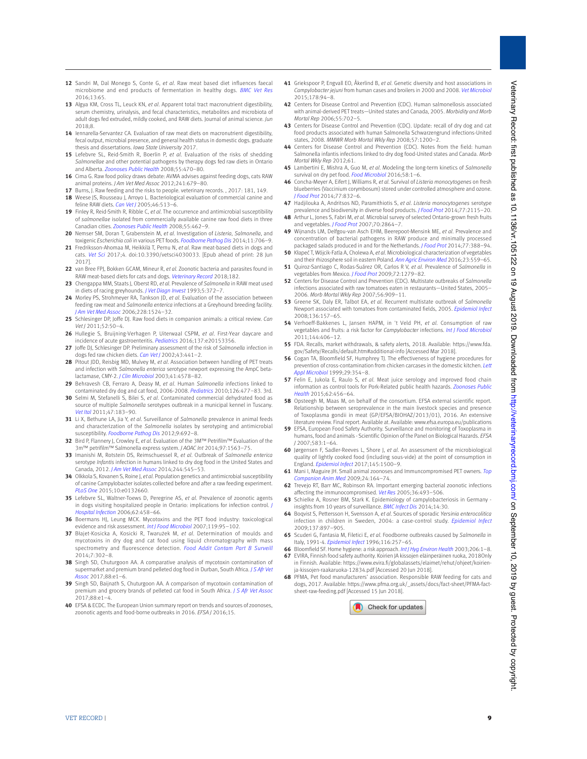12 Sandri M, Dal Monego S, Conte G, *et al*. Raw meat based diet influences faecal microbiome and end products of fermentation in healthy dogs. *BMC Vet Res* 2016;13:65.

13 Algya KM, Cross TL, Leuck KN, *et al*. Apparent total tract macronutrient digestibility, serum chemistry, urinalysis, and fecal characteristics, metabolites and microbiota of adult dogs fed extruded, mildly cooked, and RAW diets. Journal of animal science. *Jun* 2018;8.

14 Iennarella-Servantez CA. Evaluation of raw meat diets on macronutrient digestibility, fecal output, microbial presence, and general health status in domestic dogs. graduate thesis and dissertations. *Iowa State University* 2017.

15 Lefebvre SL, Reid-Smith R, Boerlin P, *et al*. Evaluation of the risks of shedding *Salmonellae* and other potential pathogens by therapy dogs fed raw diets in Ontario and Alberta. *Zoonoses Public Health* 2008;55:470–80.

16 Cima G. Raw food policy draws debate: AVMA advises against feeding dogs, cats RAW animal proteins. *J Am Vet Med Assoc* 2012;241:679–80.

17 Burns, J. Raw feeding and the risks to people. veterinary records. , 2017: 181, 149.

18 Weese JS, Rousseau J, Arroyo L. Bacteriological evaluation of commercial canine and feline RAW diets. *Can Vet J* 2005;46:513–6.

19 Finley R, Reid-Smith R, Ribble C, *et al*. The occurrence and antimicrobial susceptibility of *salmonellae* isolated from commercially available canine raw food diets in three Canadian cities. *Zoonoses Public Health* 2008;55:462–9.

20 Nemser SM, Doran T, Grabenstein M, *et al*. Investigation of *Listeria*, *Salmonella*, and toxigenic *Escherichia coli* in various PET foods. *Foodborne Pathog Dis* 2014;11:706–9.

21 Fredriksson-Ahomaa M, Heikkilä T, Pernu N, *et al*. Raw meat-based diets in dogs and cats. *Vet Sci* 2017;4. doi:10.3390/vetsci4030033. [Epub ahead of print: 28 Jun 2017].

22 van Bree FPJ, Bokken GCAM, Mineur R, *et al*. Zoonotic bacteria and parasites found in RAW meat-based diets for cats and dogs. *Veterinary Record* 2018;182.

23 Chengappa MM, Staats J, Oberst RD, *et al*. Prevalence of *Salmonella* in RAW meat used in diets of racing greyhounds. *J Vet Diagn Invest* 1993;5:372–7.

24 Morley PS, Strohmeyer RA, Tankson JD, *et al*. Evaluation of the association between feeding raw meat and *Salmonella enterica* infections at a Greyhound breeding facility. *J Am Vet Med Assoc* 2006;228:1524–32.

25 Schlesinger DP, Joffe DJ. Raw food diets in companion animals: a critical review. *Can Vet J* 2011;52:50–4.

26 Hullegie S, Bruijning-Verhagen P, Uiterwaal CSPM, *et al*. First-Year daycare and incidence of acute gastroenteritis. *Pediatrics* 2016;137:e20153356.

27 Joffe DJ, Schlesinger DP. Preliminary assessment of the risk of *Salmonella* infection in dogs fed raw chicken diets. *Can Vet J* 2002;43:441–2.

28 Pitout JDD, Reisbig MD, Mulvey M, *et al*. Association between handling of PET treats and infection with *Salmonella enterica* serotype newport expressing the AmpC beta-lactamase, CMY-2. *J Clin Microbiol* 2003;41:4578–82.

29 Behravesh CB, Ferraro A, Deasy M, *et al*. Human *Salmonella* infections linked to contaminated dry dog and cat food, 2006-2008. *Pediatrics* 2010;126:477–83. 3rd.

30 Selmi M, Stefanelli S, Bilei S, *et al*. Contaminated commercial dehydrated food as source of multiple *Salmonella* serotypes outbreak in a municipal kennel in Tuscany. *Vet Ital* 2011;47:183–90.

31 Li X, Bethune LA, Jia Y, *et al*. Surveillance of *Salmonella* prevalence in animal feeds and characterization of the *Salmonella* isolates by serotyping and antimicrobial susceptibility. *Foodborne Pathog Dis* 2012;9:692–8.

32 Bird P, Flannery J, Crowley E, *et al*. Evaluation of the 3M™ Petrifilm™ Evaluation of the 3m™ petrifilm™ Salmonella express system. *J AOAC Int* 2014;97:1563–75.

33 Imanishi M, Rotstein DS, Reimschuessel R, *et al*. Outbreak of *Salmonella enterica* serotype *Infantis* infection in humans linked to dry dog food in the United States and Canada, 2012. *J Am Vet Med Assoc* 2014;244:545–53.

34 Olkkola S, Kovanen S, Roine J, *et al*. Population genetics and antimicrobial susceptibility of canine Campylobacter isolates collected before and after a raw feeding experiment. *PLoS One* 2015;10:e0132660.

35 Lefebvre SL, Waltner-Toews D, Peregrine AS, *et al*. Prevalence of zoonotic agents in dogs visiting hospitalized people in Ontario: implications for infection control. *J Hospital Infection* 2006;62:458–66.

36 Boermans HJ, Leung MCK. Mycotoxins and the PET food industry: toxicological evidence and risk assessment. *Int J Food Microbiol* 2007;119:95–102.

37 Błajet-Kosicka A, Kosicki R, Twarużek M, *et al*. Determination of moulds and mycotoxins in dry dog and cat food using liquid chromatography with mass spectrometry and fluorescence detection. *Food Addit Contam Part B Surveill* 2014;7:302–8.

38 Singh SD, Chuturgoon AA. A comparative analysis of mycotoxin contamination of supermarket and premium brand pelleted dog food in Durban, South Africa. *J S Afr Vet Assoc* 2017;88:e1–6.

39 Singh SD, Baijnath S, Chuturgoon AA. A comparison of mycotoxin contamination of premium and grocery brands of pelleted cat food in South Africa. *J S Afr Vet Assoc* 2017;88:e1–4.

40 EFSA & ECDC. The European Union summary report on trends and sources of zoonoses, zoonotic agents and food-borne outbreaks in 2016. *EFSA J* 2016;15.

41 Griekspoor P, Engvall EO, Åkerlind B, *et al*. Genetic diversity and host associations in *Campylobacter jejuni* from human cases and broilers in 2000 and 2008. *Vet Microbiol* 2015;178:94–8.

42 Centers for Disease Control and Prevention (CDC). Human salmonellosis associated with animal-derived PET treats—United states and Canada, 2005. *Morbidity and Morb Mortal Rep* 2006;55:702–5.

43 Centers for Disease Control and Prevention (CDC). Update: recall of dry dog and cat food products associated with human Salmonella Schwarzengrund infections-United states, 2008. *MMWR Morb Mortal Wkly Rep* 2008;57:1200–2.

44 Centers for Disease Control and Prevention (CDC). Notes from the field: human Salmonella infantis infections linked to dry dog food-United states and Canada. *Morb Mortal Wkly Rep* 2012;61.

45 Lambertini E, Mishra A, Guo M, *et al*. Modeling the long-term kinetics of *Salmonella* survival on dry pet food. *Food Microbiol* 2016;58:1–6.

46 Concha-Meyer A, Eifert J, Williams R, *et al*. Survival of *Listeria monocytogenes* on fresh blueberries (Vaccinium corymbosum) stored under controlled atmosphere and ozone. *J Food Prot* 2014;77:832–6.

47 Hadjilouka A, Andritsos ND, Paramithiotis S, *et al*. *Listeria monocytogenes* serotype prevalence and biodiversity in diverse food products. *J Food Prot* 2014;77:2115–20.

48 Arthur L, Jones S, Fabri M, *et al*. Microbial survey of selected Ontario-grown fresh fruits and vegetables. *J Food Prot* 2007;70:2864–7.

49 Wijnands LM, Delfgou-van Asch EHM, Beerepoot-Mensink ME, *et al*. Prevalence and concentration of bacterial pathogens in RAW produce and minimally processed packaged salads produced in and for the Netherlands. *J Food Prot* 2014;77:388–94.

50 Kłapeć T, Wójcik-Fatla A, Cholewa A, *et al*. Microbiological characterization of vegetables and their rhizosphere soil in eastern Poland. *Ann Agric Environ Med* 2016;23:559–65.

51 Quiroz-Santiago C, Rodas-Suárez OR, Carlos R V, *et al*. Prevalence of *Salmonella* in vegetables from Mexico. *J Food Prot* 2009;72:1279–82.

52 Centers for Disease Control and Prevention (CDC). Multistate outbreaks of *Salmonella* infections associated with raw tomatoes eaten in restaurants—United States, 2005–2006. *Morb Mortal Wkly Rep* 2007;56:909–11.

53 Greene SK, Daly ER, Talbot EA, *et al*. Recurrent multistate outbreak of *Salmonella* Newport associated with tomatoes from contaminated fields, 2005. *Epidemiol Infect* 2008;136:157–65.

54 Verhoeff-Bakkenes L, Jansen HAPM, in 't Veld PH, *et al*. Consumption of raw vegetables and fruits: a risk factor for *Campylobacter* infections. *Int J Food Microbiol* 2011;144:406–12.

55 FDA. Recalls, market withdrawals, & safety alerts, 2018. Available: https://www.fda.gov/Safety/Recalls/default.htm#additional-info [Accessed Mar 2018].

56 Cogan TA, Bloomfield SF, Humphrey TJ. The effectiveness of hygiene procedures for prevention of cross-contamination from chicken carcases in the domestic kitchen. *Lett Appl Microbiol* 1999;29:354–8.

57 Felin E, Jukola E, Raulo S, *et al*. Meat juice serology and improved food chain information as control tools for Pork-Related public health hazards. *Zoonoses Public Health* 2015;62:456–64.

58 Opsteegh M, Maas M, on behalf of the consortium. EFSA external scientific report. Relationship between seroprevalence in the main livestock species and presence of Toxoplasma gondii in meat (GP/EFSA/BIOHAZ/2013/01), 2016. An extensive literature review. Final report. Available at. Available: www.efsa.europa.eu/publications

59 EFSA, European Food Safety Authority. Surveillance and monitoring of Toxoplasma in humans, food and animals - Scientific Opinion of the Panel on Biological Hazards. *EFSA J* 2007;583:1–64.

60 Jørgensen F, Sadler-Reeves L, Shore J, *et al*. An assessment of the microbiological quality of lightly cooked food (including sous-vide) at the point of consumption in England. *Epidemiol Infect* 2017;145:1500–9.

61 Mani I, Maguire JH. Small animal zoonoses and Immuncompromised PET owners. *Top Companion Anim Med* 2009;24:164–74.

62 Trevejo RT, Barr MC, Robinson RA. Important emerging bacterial zoonotic infections affecting the immunocompromised. *Vet Res* 2005;36:493–506.

63 Schielke A, Rosner BM, Stark K. Epidemiology of campylobacteriosis in Germany - insights from 10 years of surveillance. *BMC Infect Dis* 2014;14:30.

64 Boqvist S, Pettersson H, Svensson A, *et al*. Sources of sporadic *Yersinia enterocolitica* infection in children in Sweden, 2004: a case-control study. *Epidemiol Infect* 2009;137:897–905.

65 Scuderi G, Fantasia M, Filetici E, *et al*. Foodborne outbreaks caused by *Salmonella* in Italy, 1991-4. *Epidemiol Infect* 1996;116:257–65.

66 Bloomfield SF. Home hygiene: a risk approach. *Int J Hyg Environ Health* 2003;206:1–8.

67 EVIRA, Finnish food safety authority. Koirien JA kissojen eläinperäinen ruoka, 2018Only in Finnish. Available: https://www.evira.fi/globalassets/elaimet/rehut/ohjeet/koirien-ja-kissojen-raakaruoka-12834.pdf [Accessed 20 Jun 2018].

68 PFMA, Pet food manufacturers' association. Responsible RAW feeding for cats and dogs, 2017. Available: https://www.pfma.org.uk/_assets/docs/fact-sheet/PFMA-fact-sheet-raw-feeding.pdf [Accessed 15 Jun 2018].